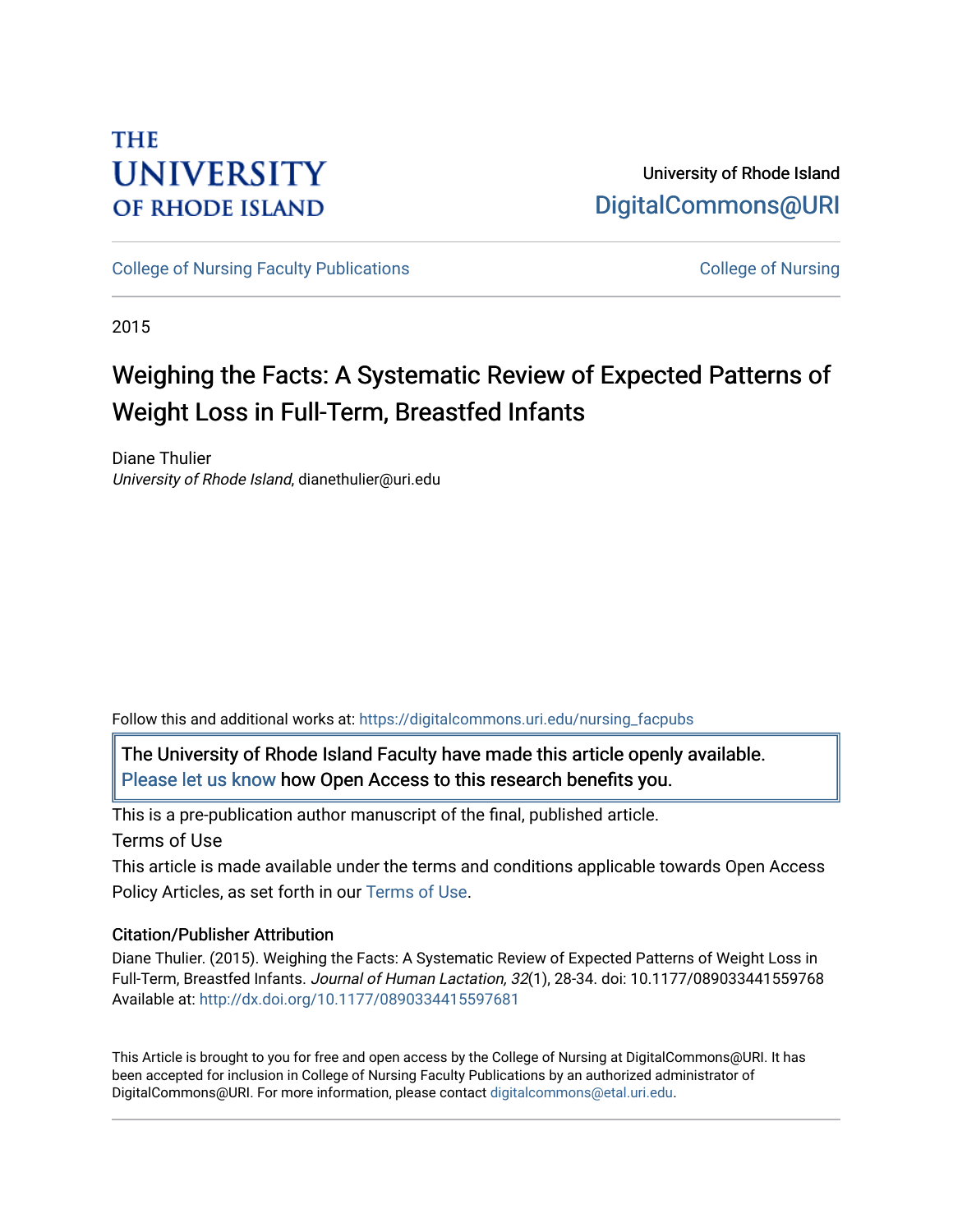THE UNIVERSITY OF RHODE ISLAND

University of Rhode Island
DigitalCommons@URI

College of Nursing Faculty Publications

College of Nursing

2015

# Weighing the Facts: A Systematic Review of Expected Patterns of Weight Loss in Full-Term, Breastfed Infants

Diane Thulier
*University of Rhode Island*, dianethulier@uri.edu

Follow this and additional works at: https://digitalcommons.uri.edu/nursing_facpubs

The University of Rhode Island Faculty have made this article openly available.
Please let us know how Open Access to this research benefits you.

This is a pre-publication author manuscript of the final, published article.

Terms of Use

This article is made available under the terms and conditions applicable towards Open Access Policy Articles, as set forth in our Terms of Use.

### Citation/Publisher Attribution

Diane Thulier. (2015). Weighing the Facts: A Systematic Review of Expected Patterns of Weight Loss in Full-Term, Breastfed Infants. *Journal of Human Lactation, 32*(1), 28-34. doi: 10.1177/089033441559768
Available at: http://dx.doi.org/10.1177/0890334415597681

This Article is brought to you for free and open access by the College of Nursing at DigitalCommons@URI. It has been accepted for inclusion in College of Nursing Faculty Publications by an authorized administrator of DigitalCommons@URI. For more information, please contact digitalcommons@etal.uri.edu.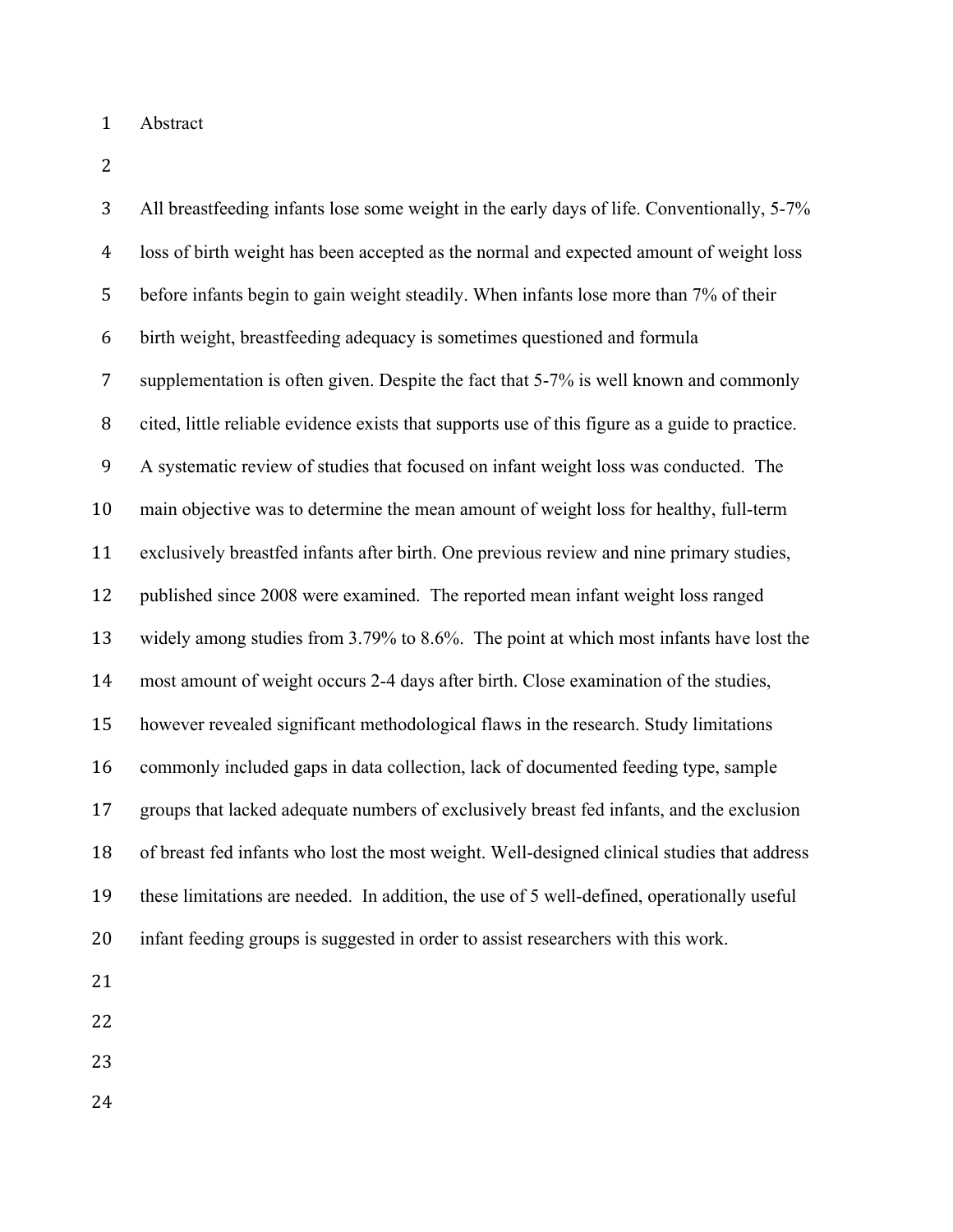# Abstract

All breastfeeding infants lose some weight in the early days of life. Conventionally, 5-7% loss of birth weight has been accepted as the normal and expected amount of weight loss before infants begin to gain weight steadily. When infants lose more than 7% of their birth weight, breastfeeding adequacy is sometimes questioned and formula supplementation is often given. Despite the fact that 5-7% is well known and commonly cited, little reliable evidence exists that supports use of this figure as a guide to practice. A systematic review of studies that focused on infant weight loss was conducted. The main objective was to determine the mean amount of weight loss for healthy, full-term exclusively breastfed infants after birth. One previous review and nine primary studies, published since 2008 were examined. The reported mean infant weight loss ranged widely among studies from 3.79% to 8.6%. The point at which most infants have lost the most amount of weight occurs 2-4 days after birth. Close examination of the studies, however revealed significant methodological flaws in the research. Study limitations commonly included gaps in data collection, lack of documented feeding type, sample groups that lacked adequate numbers of exclusively breast fed infants, and the exclusion of breast fed infants who lost the most weight. Well-designed clinical studies that address these limitations are needed. In addition, the use of 5 well-defined, operationally useful infant feeding groups is suggested in order to assist researchers with this work.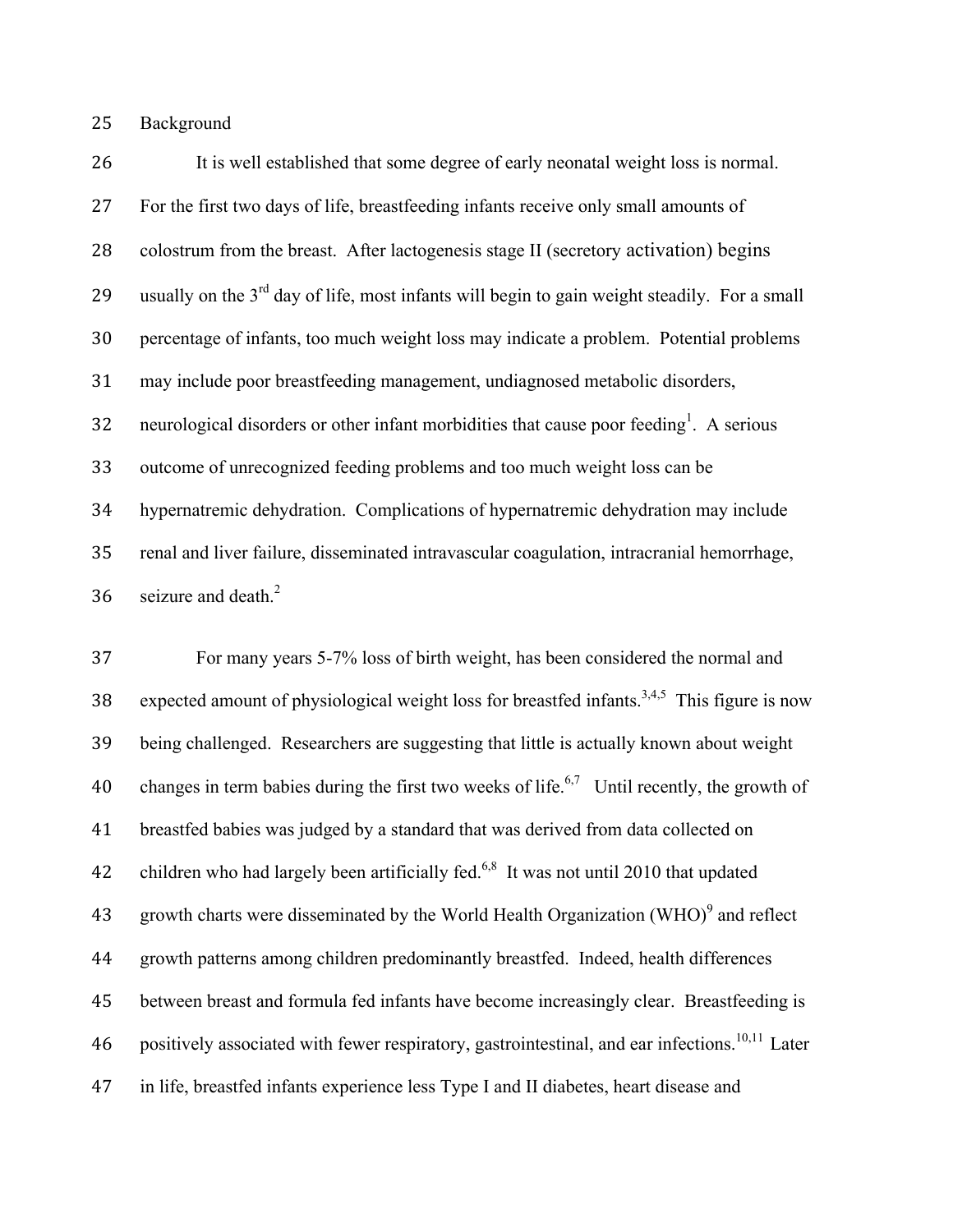## Background

It is well established that some degree of early neonatal weight loss is normal. For the first two days of life, breastfeeding infants receive only small amounts of colostrum from the breast. After lactogenesis stage II (secretory activation) begins usually on the 3rd day of life, most infants will begin to gain weight steadily. For a small percentage of infants, too much weight loss may indicate a problem. Potential problems may include poor breastfeeding management, undiagnosed metabolic disorders, neurological disorders or other infant morbidities that cause poor feeding[1]. A serious outcome of unrecognized feeding problems and too much weight loss can be hypernatremic dehydration. Complications of hypernatremic dehydration may include renal and liver failure, disseminated intravascular coagulation, intracranial hemorrhage, seizure and death.[2]

For many years 5-7% loss of birth weight, has been considered the normal and expected amount of physiological weight loss for breastfed infants.[3,4,5] This figure is now being challenged. Researchers are suggesting that little is actually known about weight changes in term babies during the first two weeks of life.[6,7] Until recently, the growth of breastfed babies was judged by a standard that was derived from data collected on children who had largely been artificially fed.[6,8] It was not until 2010 that updated growth charts were disseminated by the World Health Organization (WHO)[9] and reflect growth patterns among children predominantly breastfed. Indeed, health differences between breast and formula fed infants have become increasingly clear. Breastfeeding is positively associated with fewer respiratory, gastrointestinal, and ear infections.[10,11] Later in life, breastfed infants experience less Type I and II diabetes, heart disease and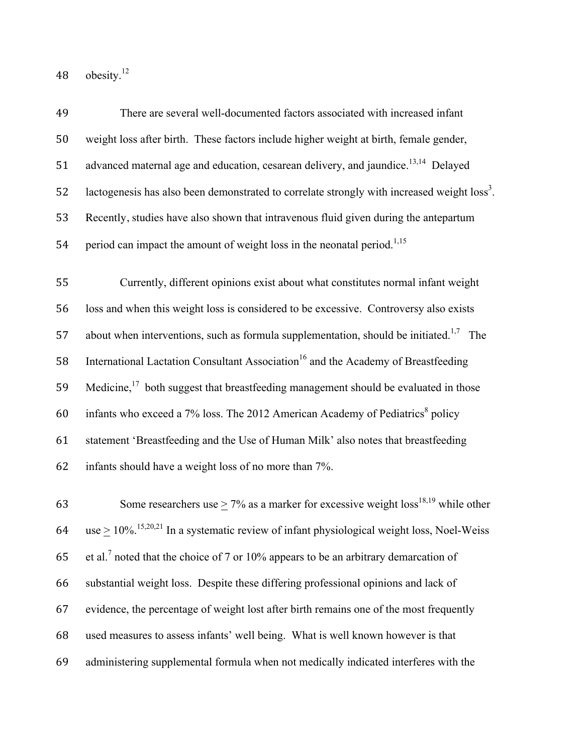obesity.[12]

There are several well-documented factors associated with increased infant weight loss after birth. These factors include higher weight at birth, female gender, advanced maternal age and education, cesarean delivery, and jaundice.[13,14] Delayed lactogenesis has also been demonstrated to correlate strongly with increased weight loss[3]. Recently, studies have also shown that intravenous fluid given during the antepartum period can impact the amount of weight loss in the neonatal period.[1,15]

Currently, different opinions exist about what constitutes normal infant weight loss and when this weight loss is considered to be excessive. Controversy also exists about when interventions, such as formula supplementation, should be initiated.[1,7] The International Lactation Consultant Association[16] and the Academy of Breastfeeding Medicine,[17] both suggest that breastfeeding management should be evaluated in those infants who exceed a 7% loss. The 2012 American Academy of Pediatrics[8] policy statement 'Breastfeeding and the Use of Human Milk' also notes that breastfeeding infants should have a weight loss of no more than 7%.

Some researchers use $\geq$ 7% as a marker for excessive weight loss[18,19] while other use $\geq$ 10%.[15,20,21] In a systematic review of infant physiological weight loss, Noel-Weiss et al.[7] noted that the choice of 7 or 10% appears to be an arbitrary demarcation of substantial weight loss. Despite these differing professional opinions and lack of evidence, the percentage of weight lost after birth remains one of the most frequently used measures to assess infants' well being. What is well known however is that administering supplemental formula when not medically indicated interferes with the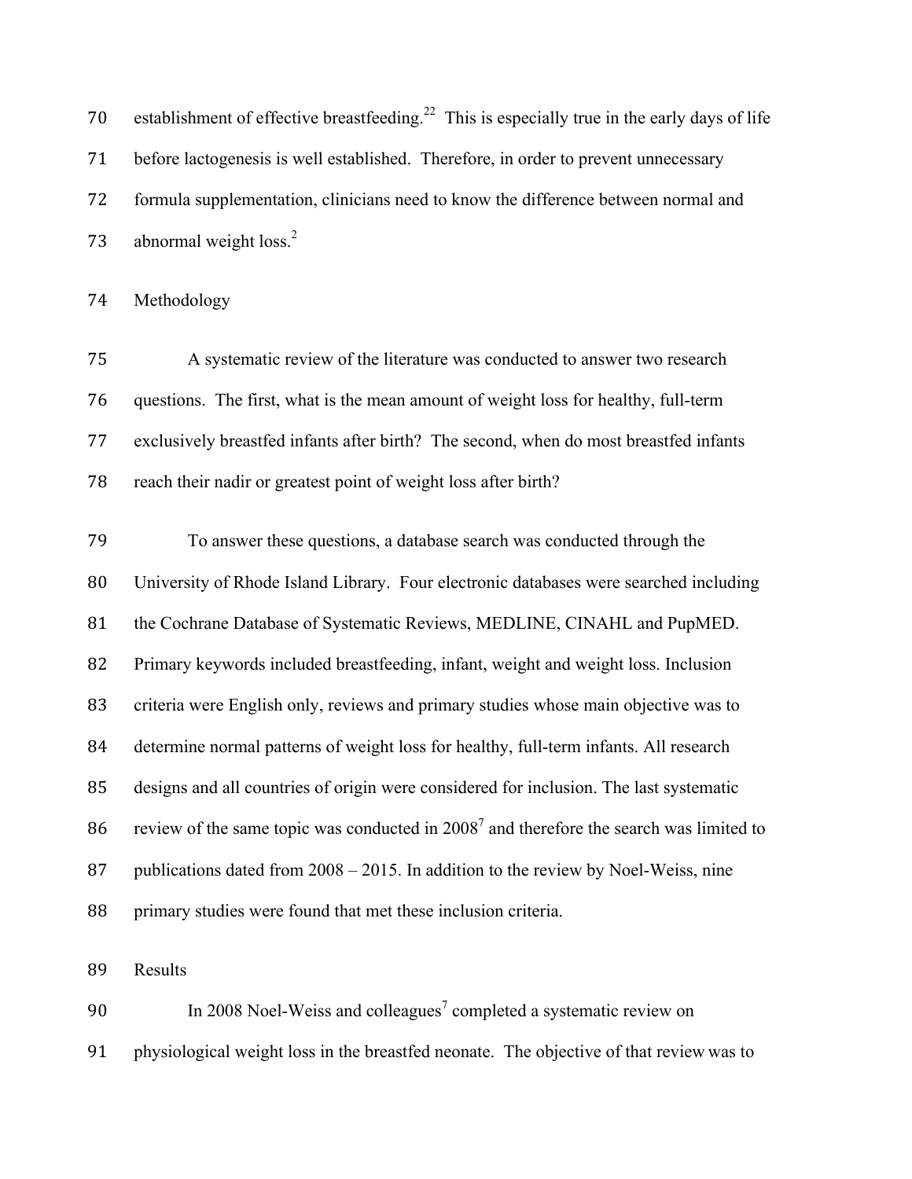establishment of effective breastfeeding.[22] This is especially true in the early days of life before lactogenesis is well established. Therefore, in order to prevent unnecessary formula supplementation, clinicians need to know the difference between normal and abnormal weight loss.[2]

## Methodology

A systematic review of the literature was conducted to answer two research questions. The first, what is the mean amount of weight loss for healthy, full-term exclusively breastfed infants after birth? The second, when do most breastfed infants reach their nadir or greatest point of weight loss after birth?

To answer these questions, a database search was conducted through the University of Rhode Island Library. Four electronic databases were searched including the Cochrane Database of Systematic Reviews, MEDLINE, CINAHL and PupMED. Primary keywords included breastfeeding, infant, weight and weight loss. Inclusion criteria were English only, reviews and primary studies whose main objective was to determine normal patterns of weight loss for healthy, full-term infants. All research designs and all countries of origin were considered for inclusion. The last systematic review of the same topic was conducted in 2008[7] and therefore the search was limited to publications dated from 2008 – 2015. In addition to the review by Noel-Weiss, nine primary studies were found that met these inclusion criteria.

## Results

In 2008 Noel-Weiss and colleagues[7] completed a systematic review on physiological weight loss in the breastfed neonate. The objective of that review was to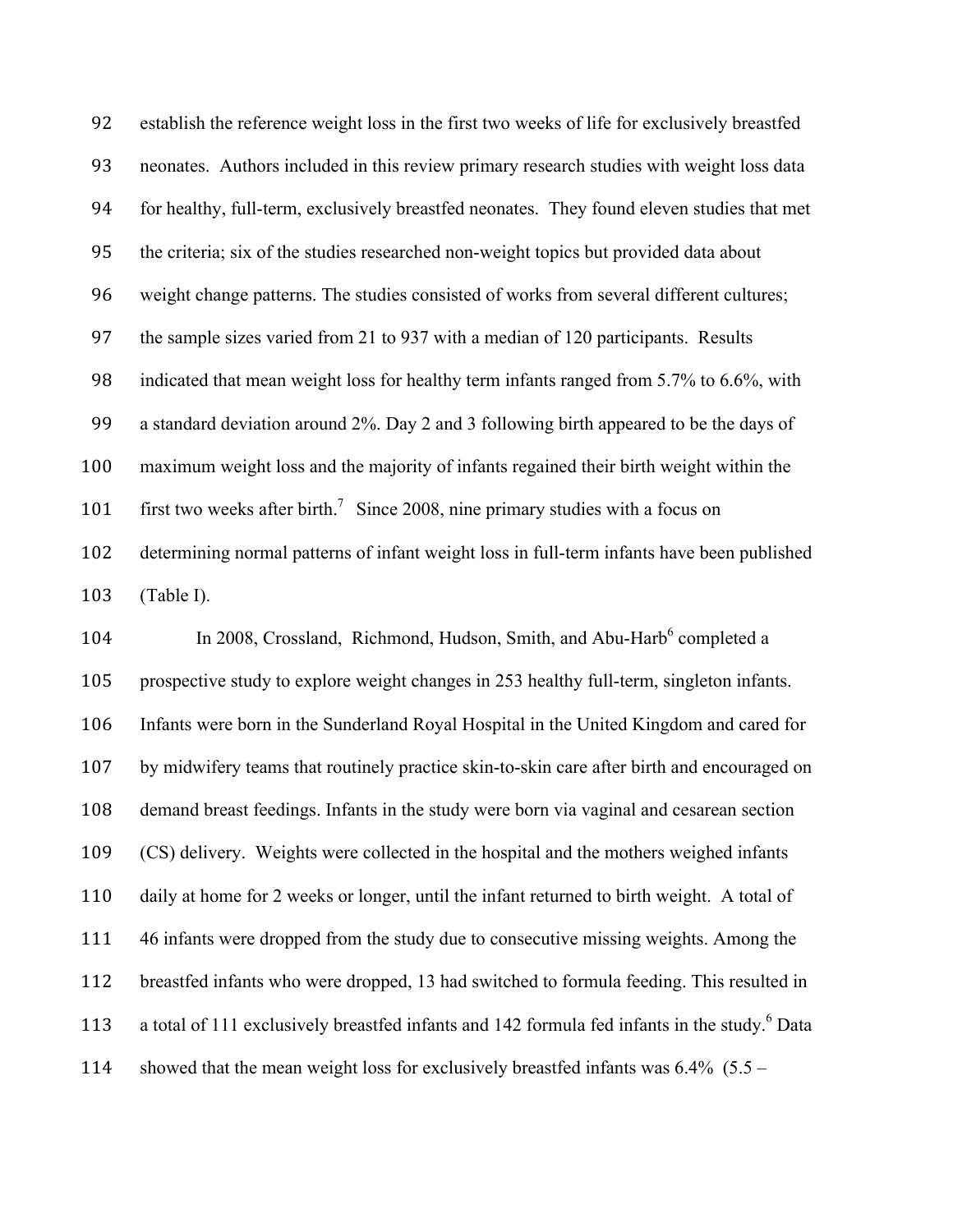establish the reference weight loss in the first two weeks of life for exclusively breastfed neonates. Authors included in this review primary research studies with weight loss data for healthy, full-term, exclusively breastfed neonates. They found eleven studies that met the criteria; six of the studies researched non-weight topics but provided data about weight change patterns. The studies consisted of works from several different cultures; the sample sizes varied from 21 to 937 with a median of 120 participants. Results indicated that mean weight loss for healthy term infants ranged from 5.7% to 6.6%, with a standard deviation around 2%. Day 2 and 3 following birth appeared to be the days of maximum weight loss and the majority of infants regained their birth weight within the first two weeks after birth.[7] Since 2008, nine primary studies with a focus on determining normal patterns of infant weight loss in full-term infants have been published (Table I).

In 2008, Crossland, Richmond, Hudson, Smith, and Abu-Harb[6] completed a prospective study to explore weight changes in 253 healthy full-term, singleton infants. Infants were born in the Sunderland Royal Hospital in the United Kingdom and cared for by midwifery teams that routinely practice skin-to-skin care after birth and encouraged on demand breast feedings. Infants in the study were born via vaginal and cesarean section (CS) delivery. Weights were collected in the hospital and the mothers weighed infants daily at home for 2 weeks or longer, until the infant returned to birth weight. A total of 46 infants were dropped from the study due to consecutive missing weights. Among the breastfed infants who were dropped, 13 had switched to formula feeding. This resulted in a total of 111 exclusively breastfed infants and 142 formula fed infants in the study.[6] Data showed that the mean weight loss for exclusively breastfed infants was 6.4% (5.5 –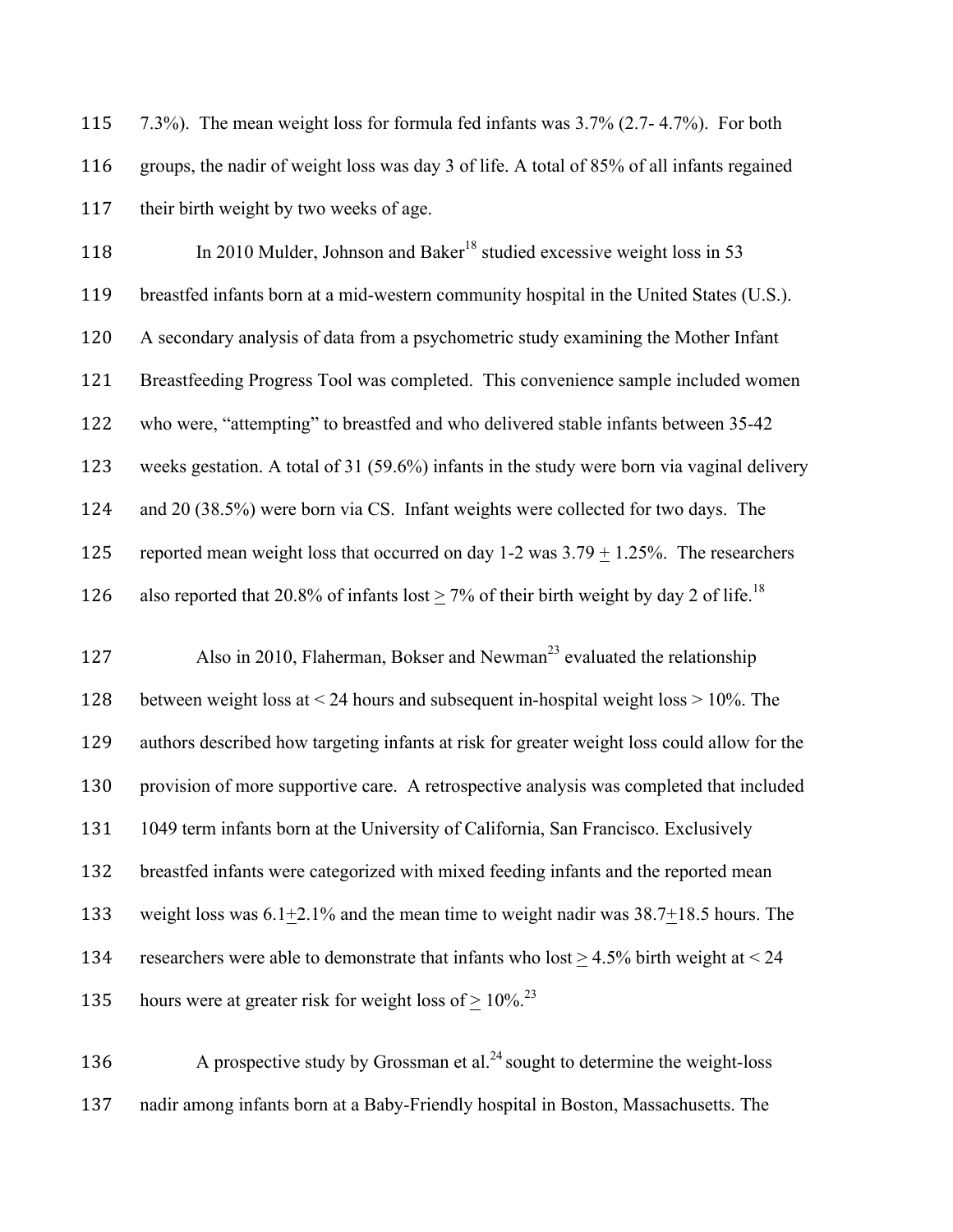7.3%). The mean weight loss for formula fed infants was 3.7% (2.7- 4.7%). For both groups, the nadir of weight loss was day 3 of life. A total of 85% of all infants regained their birth weight by two weeks of age.

In 2010 Mulder, Johnson and Baker[18] studied excessive weight loss in 53 breastfed infants born at a mid-western community hospital in the United States (U.S.). A secondary analysis of data from a psychometric study examining the Mother Infant Breastfeeding Progress Tool was completed. This convenience sample included women who were, "attempting" to breastfed and who delivered stable infants between 35-42 weeks gestation. A total of 31 (59.6%) infants in the study were born via vaginal delivery and 20 (38.5%) were born via CS. Infant weights were collected for two days. The reported mean weight loss that occurred on day 1-2 was $3.79 \pm 1.25\%$. The researchers also reported that 20.8% of infants lost $\geq 7\%$ of their birth weight by day 2 of life.[18]

Also in 2010, Flaherman, Bokser and Newman[23] evaluated the relationship between weight loss at < 24 hours and subsequent in-hospital weight loss > 10%. The authors described how targeting infants at risk for greater weight loss could allow for the provision of more supportive care. A retrospective analysis was completed that included 1049 term infants born at the University of California, San Francisco. Exclusively breastfed infants were categorized with mixed feeding infants and the reported mean weight loss was $6.1 \pm 2.1\%$ and the mean time to weight nadir was $38.7 \pm 18.5$ hours. The researchers were able to demonstrate that infants who lost $\geq 4.5\%$ birth weight at < 24 hours were at greater risk for weight loss of $\geq 10\%$.[23]

A prospective study by Grossman et al.[24] sought to determine the weight-loss nadir among infants born at a Baby-Friendly hospital in Boston, Massachusetts. The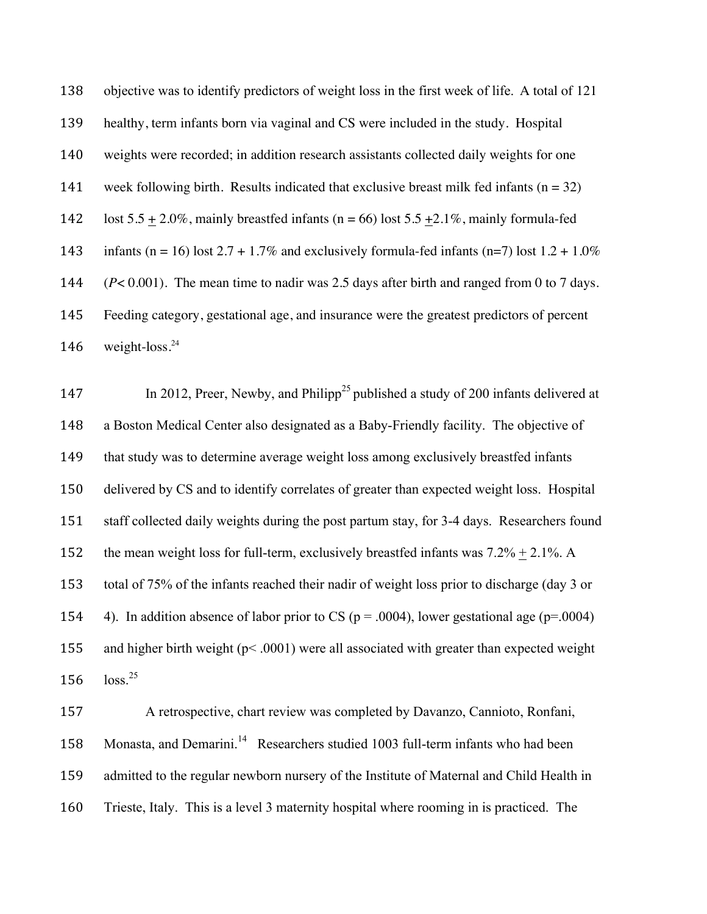objective was to identify predictors of weight loss in the first week of life. A total of 121 healthy, term infants born via vaginal and CS were included in the study. Hospital weights were recorded; in addition research assistants collected daily weights for one week following birth. Results indicated that exclusive breast milk fed infants (n = 32) lost 5.5 ± 2.0%, mainly breastfed infants (n = 66) lost 5.5 ±2.1%, mainly formula-fed infants (n = 16) lost 2.7 + 1.7% and exclusively formula-fed infants (n=7) lost 1.2 + 1.0% ($P$< 0.001). The mean time to nadir was 2.5 days after birth and ranged from 0 to 7 days. Feeding category, gestational age, and insurance were the greatest predictors of percent weight-loss.[24]

In 2012, Preer, Newby, and Philipp[25] published a study of 200 infants delivered at a Boston Medical Center also designated as a Baby-Friendly facility. The objective of that study was to determine average weight loss among exclusively breastfed infants delivered by CS and to identify correlates of greater than expected weight loss. Hospital staff collected daily weights during the post partum stay, for 3-4 days. Researchers found the mean weight loss for full-term, exclusively breastfed infants was 7.2% ± 2.1%. A total of 75% of the infants reached their nadir of weight loss prior to discharge (day 3 or 4). In addition absence of labor prior to CS (p = .0004), lower gestational age (p=.0004) and higher birth weight (p< .0001) were all associated with greater than expected weight loss.[25]

A retrospective, chart review was completed by Davanzo, Cannioto, Ronfani, Monasta, and Demarini.[14] Researchers studied 1003 full-term infants who had been admitted to the regular newborn nursery of the Institute of Maternal and Child Health in Trieste, Italy. This is a level 3 maternity hospital where rooming in is practiced. The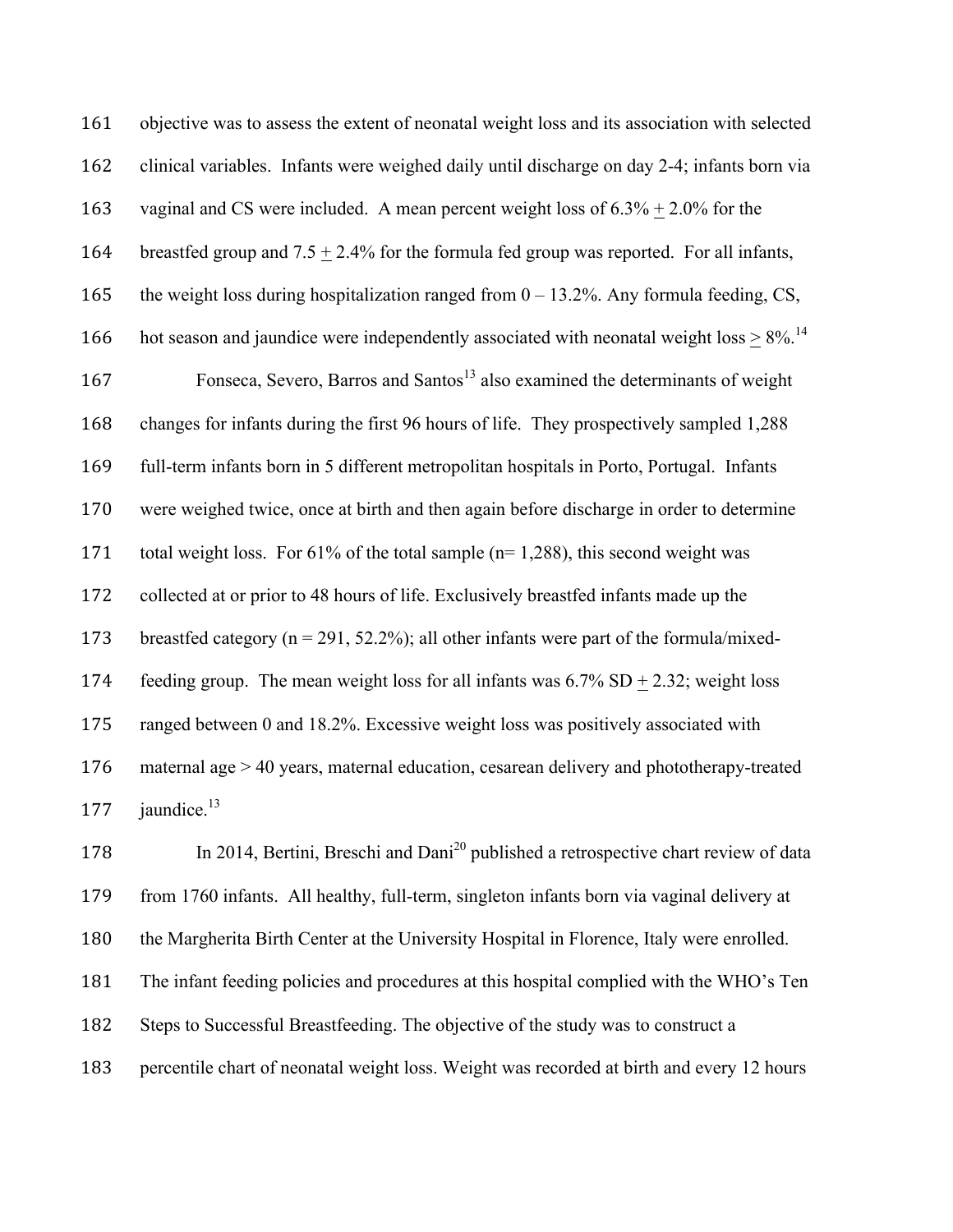objective was to assess the extent of neonatal weight loss and its association with selected clinical variables. Infants were weighed daily until discharge on day 2-4; infants born via vaginal and CS were included. A mean percent weight loss of 6.3% $\pm$ 2.0% for the breastfed group and 7.5 $\pm$ 2.4% for the formula fed group was reported. For all infants, the weight loss during hospitalization ranged from 0 – 13.2%. Any formula feeding, CS, hot season and jaundice were independently associated with neonatal weight loss $\geq$ 8%.[14]

Fonseca, Severo, Barros and Santos[13] also examined the determinants of weight changes for infants during the first 96 hours of life. They prospectively sampled 1,288 full-term infants born in 5 different metropolitan hospitals in Porto, Portugal. Infants were weighed twice, once at birth and then again before discharge in order to determine total weight loss. For 61% of the total sample (n= 1,288), this second weight was collected at or prior to 48 hours of life. Exclusively breastfed infants made up the breastfed category (n = 291, 52.2%); all other infants were part of the formula/mixed-feeding group. The mean weight loss for all infants was 6.7% SD $\pm$ 2.32; weight loss ranged between 0 and 18.2%. Excessive weight loss was positively associated with maternal age > 40 years, maternal education, cesarean delivery and phototherapy-treated jaundice.[13]

In 2014, Bertini, Breschi and Dani[20] published a retrospective chart review of data from 1760 infants. All healthy, full-term, singleton infants born via vaginal delivery at the Margherita Birth Center at the University Hospital in Florence, Italy were enrolled. The infant feeding policies and procedures at this hospital complied with the WHO's Ten Steps to Successful Breastfeeding. The objective of the study was to construct a percentile chart of neonatal weight loss. Weight was recorded at birth and every 12 hours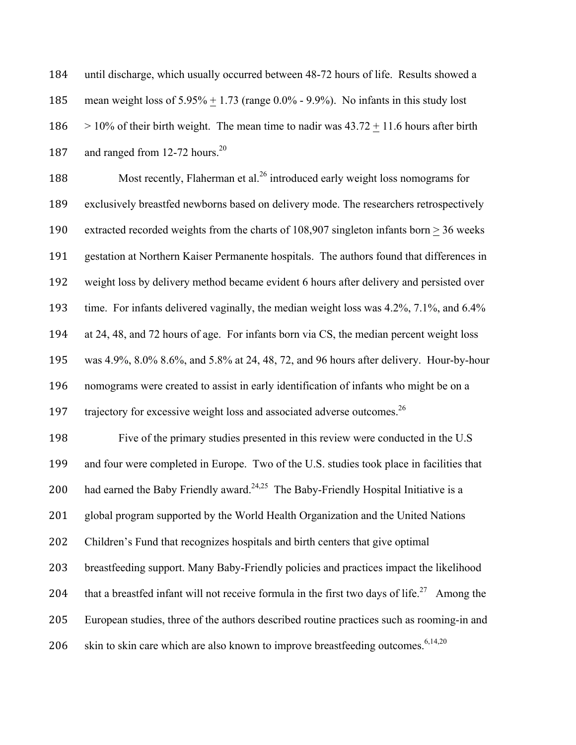until discharge, which usually occurred between 48-72 hours of life. Results showed a mean weight loss of 5.95% ± 1.73 (range 0.0% - 9.9%). No infants in this study lost > 10% of their birth weight. The mean time to nadir was 43.72 ± 11.6 hours after birth and ranged from 12-72 hours.[20]

Most recently, Flaherman et al.[26] introduced early weight loss nomograms for exclusively breastfed newborns based on delivery mode. The researchers retrospectively extracted recorded weights from the charts of 108,907 singleton infants born ≥ 36 weeks gestation at Northern Kaiser Permanente hospitals. The authors found that differences in weight loss by delivery method became evident 6 hours after delivery and persisted over time. For infants delivered vaginally, the median weight loss was 4.2%, 7.1%, and 6.4% at 24, 48, and 72 hours of age. For infants born via CS, the median percent weight loss was 4.9%, 8.0% 8.6%, and 5.8% at 24, 48, 72, and 96 hours after delivery. Hour-by-hour nomograms were created to assist in early identification of infants who might be on a trajectory for excessive weight loss and associated adverse outcomes.[26]

Five of the primary studies presented in this review were conducted in the U.S and four were completed in Europe. Two of the U.S. studies took place in facilities that had earned the Baby Friendly award.[24,25] The Baby-Friendly Hospital Initiative is a global program supported by the World Health Organization and the United Nations Children's Fund that recognizes hospitals and birth centers that give optimal breastfeeding support. Many Baby-Friendly policies and practices impact the likelihood that a breastfed infant will not receive formula in the first two days of life.[27] Among the European studies, three of the authors described routine practices such as rooming-in and skin to skin care which are also known to improve breastfeeding outcomes.[6,14,20]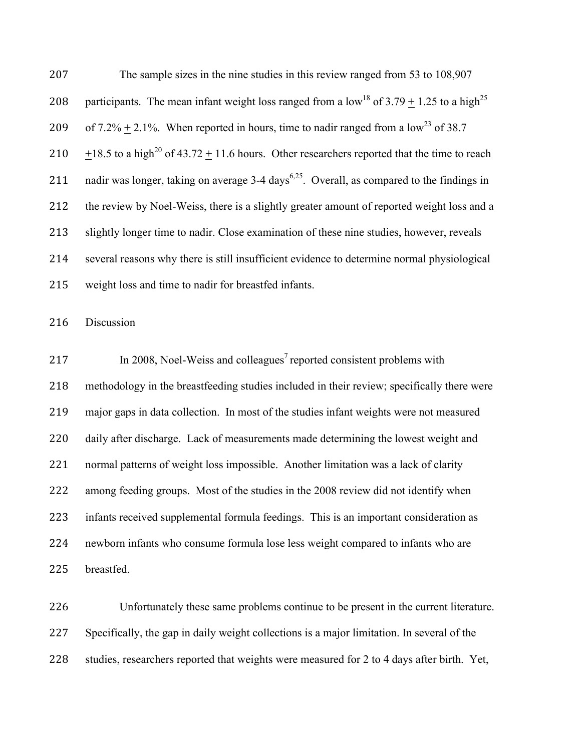The sample sizes in the nine studies in this review ranged from 53 to 108,907 participants. The mean infant weight loss ranged from a low[18] of 3.79 $\pm$ 1.25 to a high[25] of 7.2% $\pm$ 2.1%. When reported in hours, time to nadir ranged from a low[23] of 38.7 $\pm$18.5 to a high[20] of 43.72 $\pm$ 11.6 hours. Other researchers reported that the time to reach nadir was longer, taking on average 3-4 days[6,25]. Overall, as compared to the findings in the review by Noel-Weiss, there is a slightly greater amount of reported weight loss and a slightly longer time to nadir. Close examination of these nine studies, however, reveals several reasons why there is still insufficient evidence to determine normal physiological weight loss and time to nadir for breastfed infants.

## Discussion

In 2008, Noel-Weiss and colleagues[7] reported consistent problems with methodology in the breastfeeding studies included in their review; specifically there were major gaps in data collection. In most of the studies infant weights were not measured daily after discharge. Lack of measurements made determining the lowest weight and normal patterns of weight loss impossible. Another limitation was a lack of clarity among feeding groups. Most of the studies in the 2008 review did not identify when infants received supplemental formula feedings. This is an important consideration as newborn infants who consume formula lose less weight compared to infants who are breastfed.

Unfortunately these same problems continue to be present in the current literature. Specifically, the gap in daily weight collections is a major limitation. In several of the studies, researchers reported that weights were measured for 2 to 4 days after birth. Yet,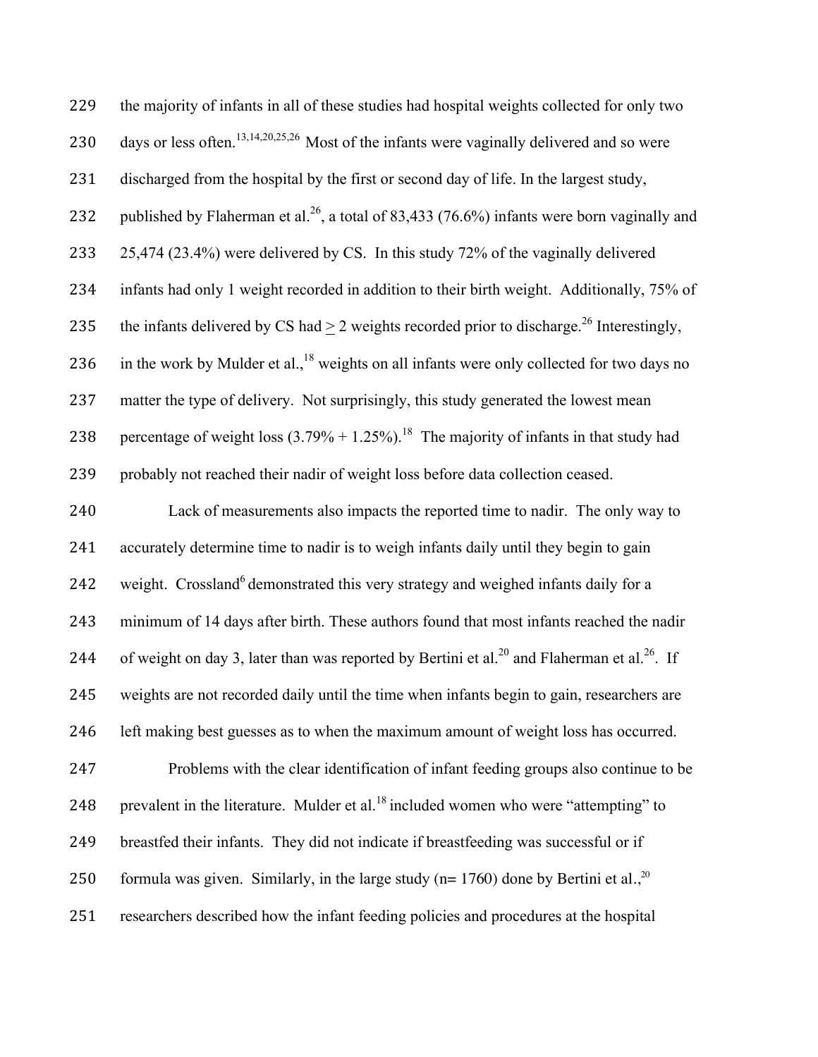the majority of infants in all of these studies had hospital weights collected for only two days or less often.[13,14,20,25,26] Most of the infants were vaginally delivered and so were discharged from the hospital by the first or second day of life. In the largest study, published by Flaherman et al.[26], a total of 83,433 (76.6%) infants were born vaginally and 25,474 (23.4%) were delivered by CS. In this study 72% of the vaginally delivered infants had only 1 weight recorded in addition to their birth weight. Additionally, 75% of the infants delivered by CS had $\geq$ 2 weights recorded prior to discharge.[26] Interestingly, in the work by Mulder et al.,[18] weights on all infants were only collected for two days no matter the type of delivery. Not surprisingly, this study generated the lowest mean percentage of weight loss (3.79% + 1.25%).[18] The majority of infants in that study had probably not reached their nadir of weight loss before data collection ceased.

Lack of measurements also impacts the reported time to nadir. The only way to accurately determine time to nadir is to weigh infants daily until they begin to gain weight. Crossland[6] demonstrated this very strategy and weighed infants daily for a minimum of 14 days after birth. These authors found that most infants reached the nadir of weight on day 3, later than was reported by Bertini et al.[20] and Flaherman et al.[26]. If weights are not recorded daily until the time when infants begin to gain, researchers are left making best guesses as to when the maximum amount of weight loss has occurred.

Problems with the clear identification of infant feeding groups also continue to be prevalent in the literature. Mulder et al.[18] included women who were "attempting" to breastfed their infants. They did not indicate if breastfeeding was successful or if formula was given. Similarly, in the large study (n= 1760) done by Bertini et al.,[20] researchers described how the infant feeding policies and procedures at the hospital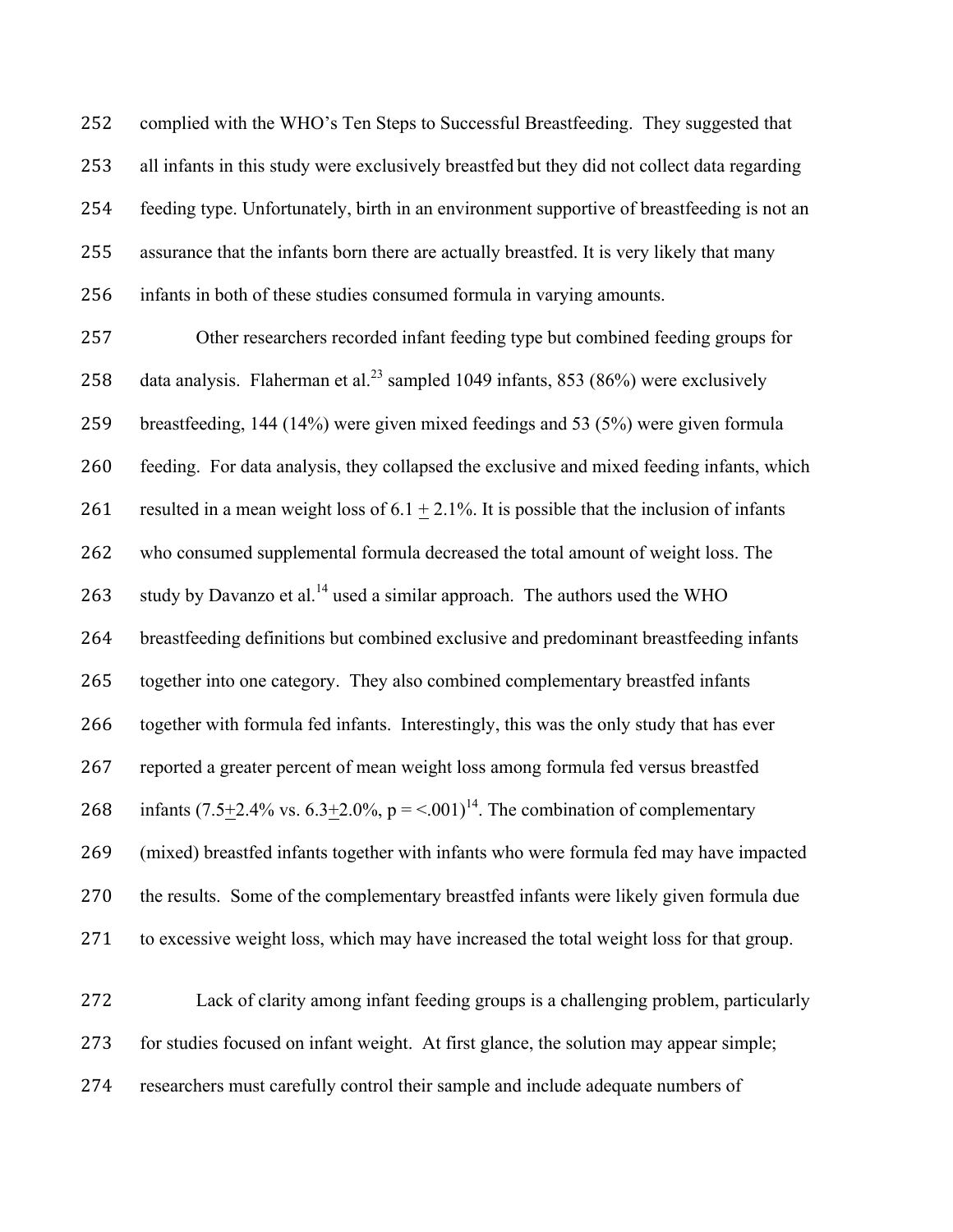complied with the WHO's Ten Steps to Successful Breastfeeding. They suggested that all infants in this study were exclusively breastfed but they did not collect data regarding feeding type. Unfortunately, birth in an environment supportive of breastfeeding is not an assurance that the infants born there are actually breastfed. It is very likely that many infants in both of these studies consumed formula in varying amounts.

Other researchers recorded infant feeding type but combined feeding groups for data analysis. Flaherman et al.[23] sampled 1049 infants, 853 (86%) were exclusively breastfeeding, 144 (14%) were given mixed feedings and 53 (5%) were given formula feeding. For data analysis, they collapsed the exclusive and mixed feeding infants, which resulted in a mean weight loss of $6.1 \pm 2.1\%$. It is possible that the inclusion of infants who consumed supplemental formula decreased the total amount of weight loss. The study by Davanzo et al.[14] used a similar approach. The authors used the WHO breastfeeding definitions but combined exclusive and predominant breastfeeding infants together into one category. They also combined complementary breastfed infants together with formula fed infants. Interestingly, this was the only study that has ever reported a greater percent of mean weight loss among formula fed versus breastfed infants ($7.5 \pm 2.4\%$ vs. $6.3 \pm 2.0\%$, $p = <.001$)[14]. The combination of complementary (mixed) breastfed infants together with infants who were formula fed may have impacted the results. Some of the complementary breastfed infants were likely given formula due to excessive weight loss, which may have increased the total weight loss for that group.

Lack of clarity among infant feeding groups is a challenging problem, particularly for studies focused on infant weight. At first glance, the solution may appear simple; researchers must carefully control their sample and include adequate numbers of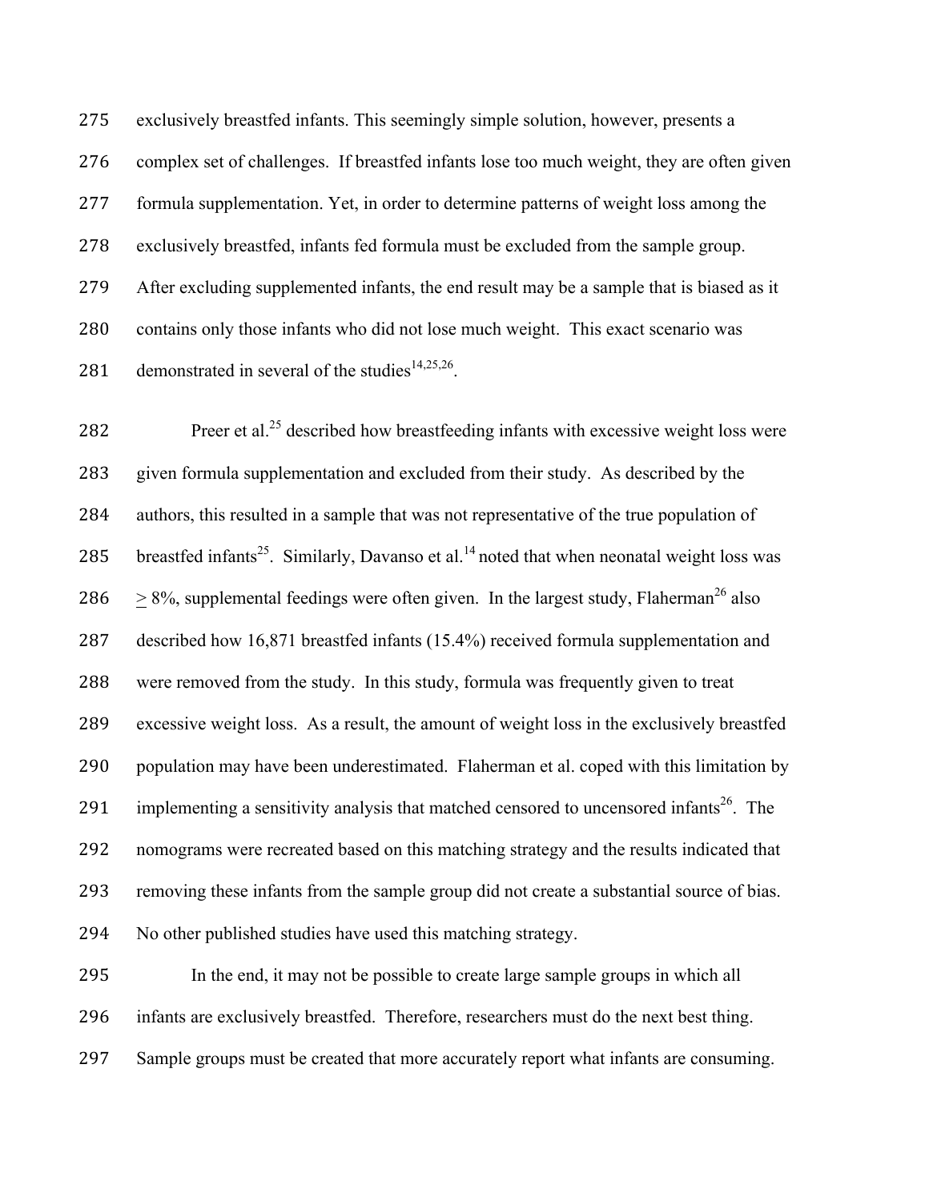exclusively breastfed infants. This seemingly simple solution, however, presents a complex set of challenges. If breastfed infants lose too much weight, they are often given formula supplementation. Yet, in order to determine patterns of weight loss among the exclusively breastfed, infants fed formula must be excluded from the sample group. After excluding supplemented infants, the end result may be a sample that is biased as it contains only those infants who did not lose much weight. This exact scenario was demonstrated in several of the studies[14,25,26].

Preer et al.[25] described how breastfeeding infants with excessive weight loss were given formula supplementation and excluded from their study. As described by the authors, this resulted in a sample that was not representative of the true population of breastfed infants[25]. Similarly, Davanso et al.[14] noted that when neonatal weight loss was $\geq$ 8%, supplemental feedings were often given. In the largest study, Flaherman[26] also described how 16,871 breastfed infants (15.4%) received formula supplementation and were removed from the study. In this study, formula was frequently given to treat excessive weight loss. As a result, the amount of weight loss in the exclusively breastfed population may have been underestimated. Flaherman et al. coped with this limitation by implementing a sensitivity analysis that matched censored to uncensored infants[26]. The nomograms were recreated based on this matching strategy and the results indicated that removing these infants from the sample group did not create a substantial source of bias. No other published studies have used this matching strategy.

In the end, it may not be possible to create large sample groups in which all infants are exclusively breastfed. Therefore, researchers must do the next best thing. Sample groups must be created that more accurately report what infants are consuming.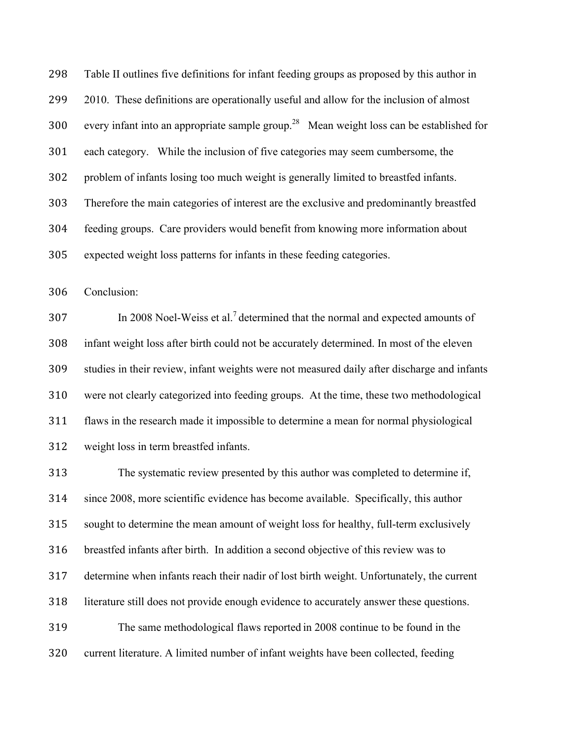Table II outlines five definitions for infant feeding groups as proposed by this author in 2010. These definitions are operationally useful and allow for the inclusion of almost every infant into an appropriate sample group.[28] Mean weight loss can be established for each category. While the inclusion of five categories may seem cumbersome, the problem of infants losing too much weight is generally limited to breastfed infants. Therefore the main categories of interest are the exclusive and predominantly breastfed feeding groups. Care providers would benefit from knowing more information about expected weight loss patterns for infants in these feeding categories.

## Conclusion:

In 2008 Noel-Weiss et al.[7] determined that the normal and expected amounts of infant weight loss after birth could not be accurately determined. In most of the eleven studies in their review, infant weights were not measured daily after discharge and infants were not clearly categorized into feeding groups. At the time, these two methodological flaws in the research made it impossible to determine a mean for normal physiological weight loss in term breastfed infants.

The systematic review presented by this author was completed to determine if, since 2008, more scientific evidence has become available. Specifically, this author sought to determine the mean amount of weight loss for healthy, full-term exclusively breastfed infants after birth. In addition a second objective of this review was to determine when infants reach their nadir of lost birth weight. Unfortunately, the current literature still does not provide enough evidence to accurately answer these questions.

The same methodological flaws reported in 2008 continue to be found in the current literature. A limited number of infant weights have been collected, feeding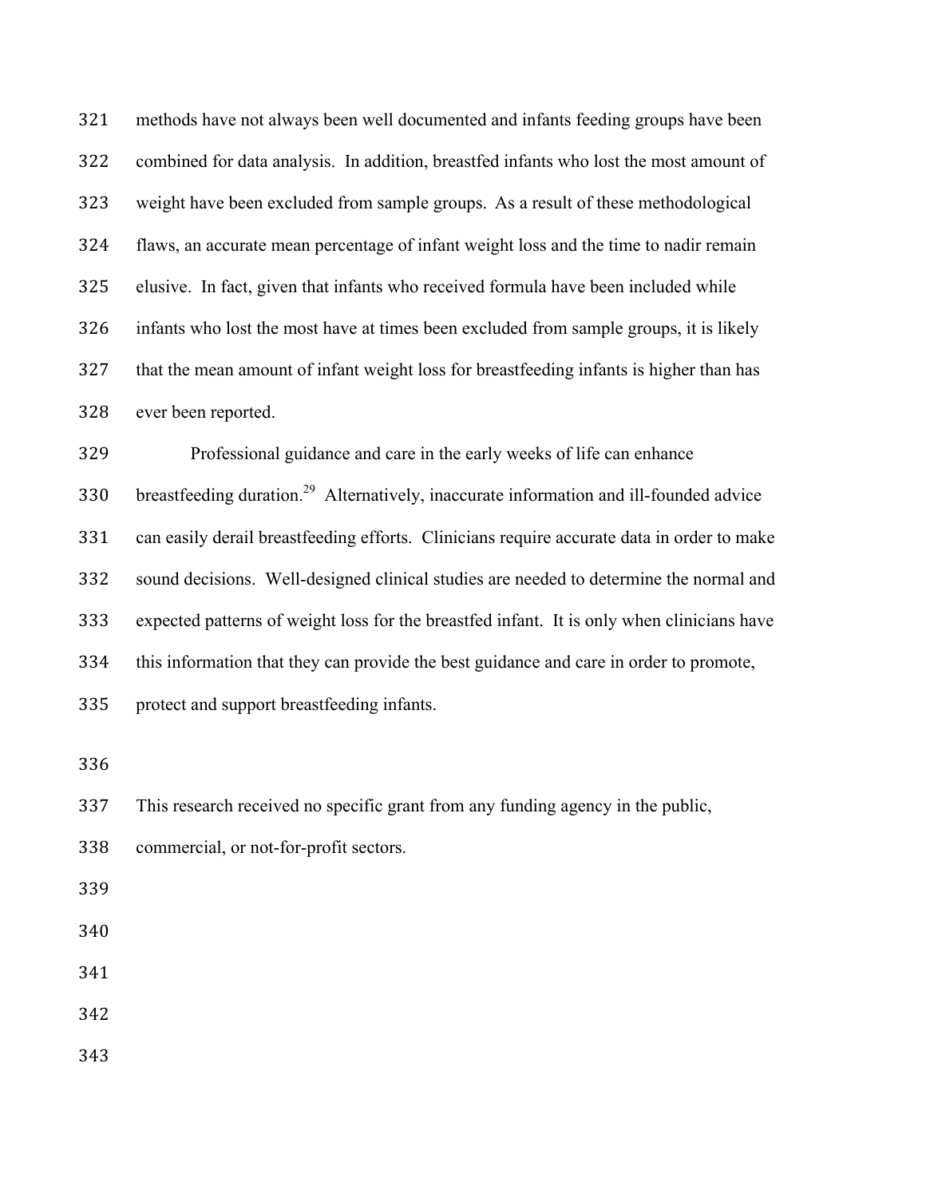methods have not always been well documented and infants feeding groups have been combined for data analysis. In addition, breastfed infants who lost the most amount of weight have been excluded from sample groups. As a result of these methodological flaws, an accurate mean percentage of infant weight loss and the time to nadir remain elusive. In fact, given that infants who received formula have been included while infants who lost the most have at times been excluded from sample groups, it is likely that the mean amount of infant weight loss for breastfeeding infants is higher than has ever been reported.

Professional guidance and care in the early weeks of life can enhance breastfeeding duration.[29] Alternatively, inaccurate information and ill-founded advice can easily derail breastfeeding efforts. Clinicians require accurate data in order to make sound decisions. Well-designed clinical studies are needed to determine the normal and expected patterns of weight loss for the breastfed infant. It is only when clinicians have this information that they can provide the best guidance and care in order to promote, protect and support breastfeeding infants.

This research received no specific grant from any funding agency in the public, commercial, or not-for-profit sectors.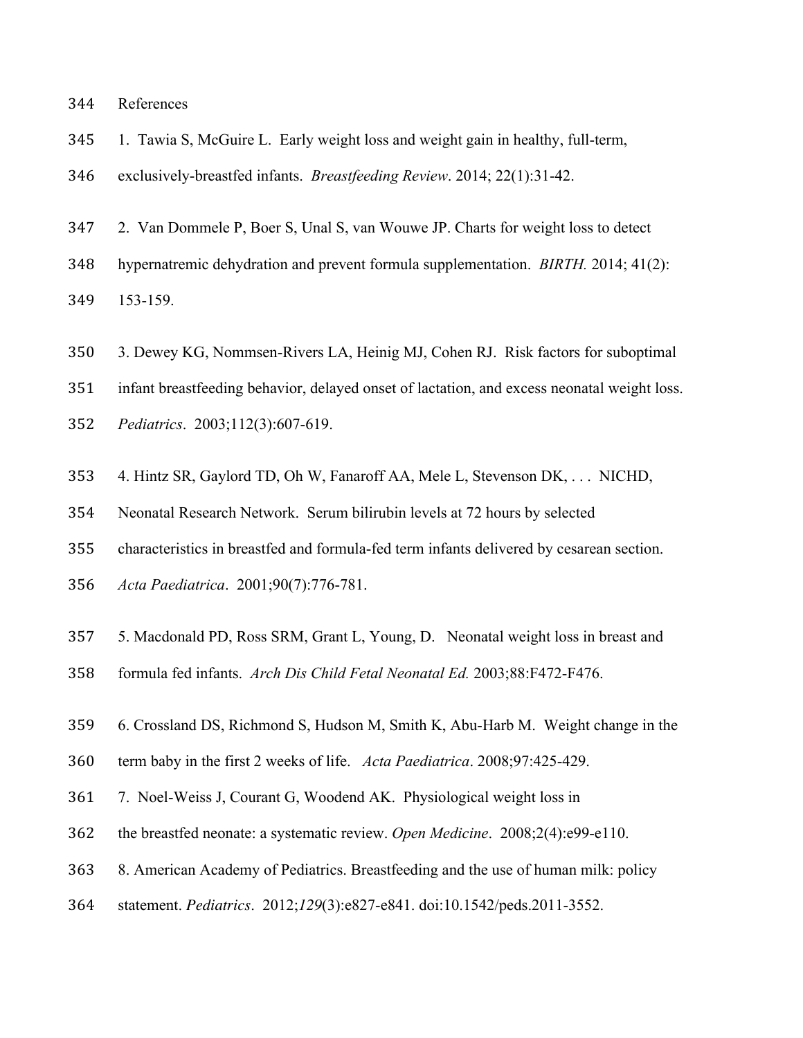References

1. Tawia S, McGuire L. Early weight loss and weight gain in healthy, full-term, exclusively-breastfed infants. *Breastfeeding Review*. 2014; 22(1):31-42.

2. Van Dommele P, Boer S, Unal S, van Wouwe JP. Charts for weight loss to detect hypernatremic dehydration and prevent formula supplementation. *BIRTH.* 2014; 41(2): 153-159.

3. Dewey KG, Nommsen-Rivers LA, Heinig MJ, Cohen RJ. Risk factors for suboptimal infant breastfeeding behavior, delayed onset of lactation, and excess neonatal weight loss. *Pediatrics*. 2003;112(3):607-619.

4. Hintz SR, Gaylord TD, Oh W, Fanaroff AA, Mele L, Stevenson DK, . . . NICHD, Neonatal Research Network. Serum bilirubin levels at 72 hours by selected characteristics in breastfed and formula-fed term infants delivered by cesarean section. *Acta Paediatrica*. 2001;90(7):776-781.

5. Macdonald PD, Ross SRM, Grant L, Young, D. Neonatal weight loss in breast and formula fed infants. *Arch Dis Child Fetal Neonatal Ed.* 2003;88:F472-F476.

6. Crossland DS, Richmond S, Hudson M, Smith K, Abu-Harb M. Weight change in the term baby in the first 2 weeks of life. *Acta Paediatrica*. 2008;97:425-429.

7. Noel-Weiss J, Courant G, Woodend AK. Physiological weight loss in the breastfed neonate: a systematic review. *Open Medicine*. 2008;2(4):e99-e110.

8. American Academy of Pediatrics. Breastfeeding and the use of human milk: policy statement. *Pediatrics*. 2012;*129*(3):e827-e841. doi:10.1542/peds.2011-3552.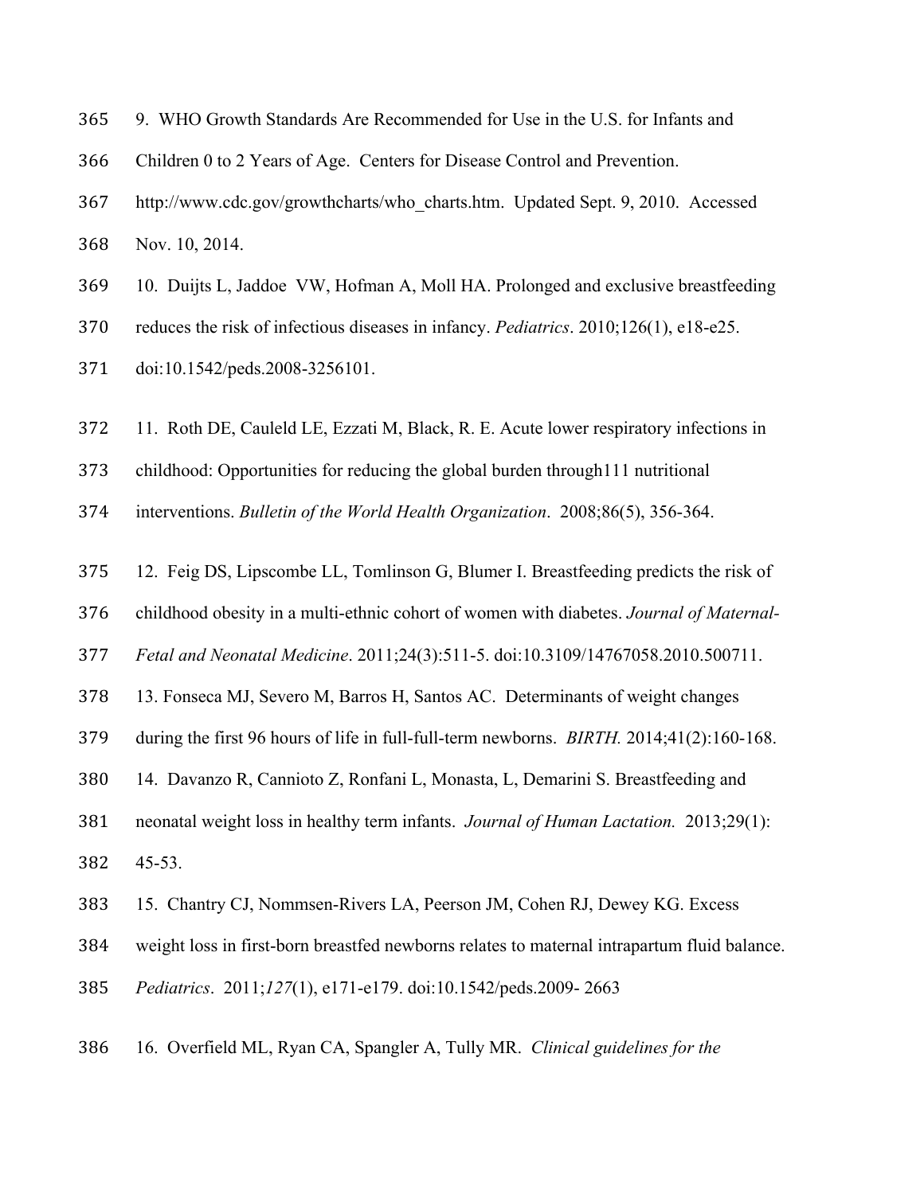9. WHO Growth Standards Are Recommended for Use in the U.S. for Infants and Children 0 to 2 Years of Age. Centers for Disease Control and Prevention. http://www.cdc.gov/growthcharts/who_charts.htm. Updated Sept. 9, 2010. Accessed Nov. 10, 2014.

10. Duijts L, Jaddoe VW, Hofman A, Moll HA. Prolonged and exclusive breastfeeding reduces the risk of infectious diseases in infancy. *Pediatrics*. 2010;126(1), e18-e25. doi:10.1542/peds.2008-3256101.

11. Roth DE, Cauleld LE, Ezzati M, Black, R. E. Acute lower respiratory infections in childhood: Opportunities for reducing the global burden through111 nutritional interventions. *Bulletin of the World Health Organization*. 2008;86(5), 356-364.

12. Feig DS, Lipscombe LL, Tomlinson G, Blumer I. Breastfeeding predicts the risk of childhood obesity in a multi-ethnic cohort of women with diabetes. *Journal of Maternal-Fetal and Neonatal Medicine*. 2011;24(3):511-5. doi:10.3109/14767058.2010.500711.

13. Fonseca MJ, Severo M, Barros H, Santos AC. Determinants of weight changes during the first 96 hours of life in full-full-term newborns. *BIRTH.* 2014;41(2):160-168.

14. Davanzo R, Cannioto Z, Ronfani L, Monasta, L, Demarini S. Breastfeeding and neonatal weight loss in healthy term infants. *Journal of Human Lactation.* 2013;29(1): 45-53.

15. Chantry CJ, Nommsen-Rivers LA, Peerson JM, Cohen RJ, Dewey KG. Excess weight loss in first-born breastfed newborns relates to maternal intrapartum fluid balance. *Pediatrics*. 2011;*127*(1), e171-e179. doi:10.1542/peds.2009- 2663

16. Overfield ML, Ryan CA, Spangler A, Tully MR. *Clinical guidelines for the*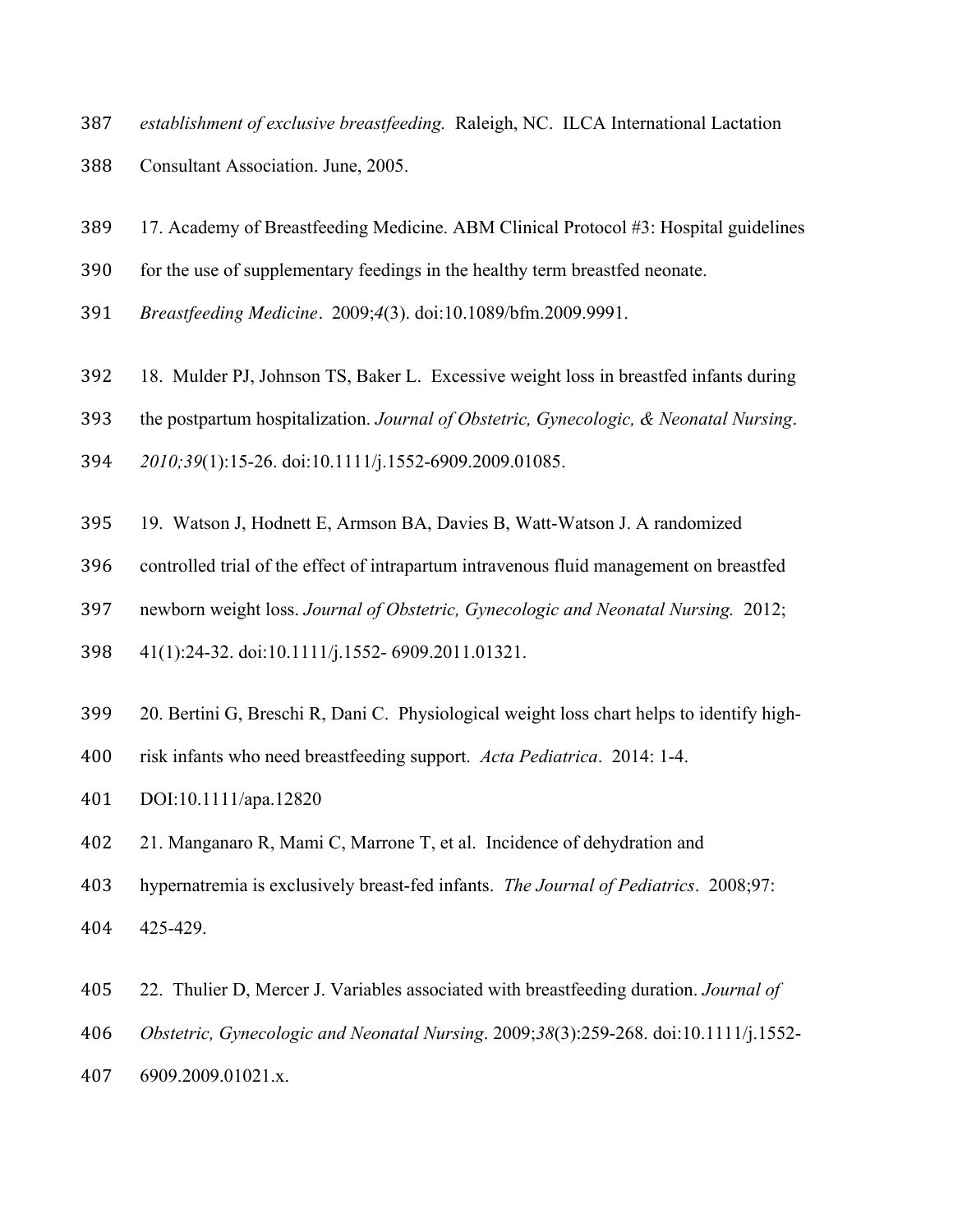*establishment of exclusive breastfeeding.* Raleigh, NC. ILCA International Lactation Consultant Association. June, 2005.

17. Academy of Breastfeeding Medicine. ABM Clinical Protocol #3: Hospital guidelines for the use of supplementary feedings in the healthy term breastfed neonate. *Breastfeeding Medicine*. 2009;*4*(3). doi:10.1089/bfm.2009.9991.

18. Mulder PJ, Johnson TS, Baker L. Excessive weight loss in breastfed infants during the postpartum hospitalization. *Journal of Obstetric, Gynecologic, & Neonatal Nursing*. *2010;39*(1):15-26. doi:10.1111/j.1552-6909.2009.01085.

19. Watson J, Hodnett E, Armson BA, Davies B, Watt-Watson J. A randomized controlled trial of the effect of intrapartum intravenous fluid management on breastfed newborn weight loss. *Journal of Obstetric, Gynecologic and Neonatal Nursing.* 2012; 41(1):24-32. doi:10.1111/j.1552- 6909.2011.01321.

20. Bertini G, Breschi R, Dani C. Physiological weight loss chart helps to identify high-risk infants who need breastfeeding support. *Acta Pediatrica*. 2014: 1-4. DOI:10.1111/apa.12820

21. Manganaro R, Mami C, Marrone T, et al. Incidence of dehydration and hypernatremia is exclusively breast-fed infants. *The Journal of Pediatrics*. 2008;97: 425-429.

22. Thulier D, Mercer J. Variables associated with breastfeeding duration. *Journal of Obstetric, Gynecologic and Neonatal Nursing*. 2009;*38*(3):259-268. doi:10.1111/j.1552-6909.2009.01021.x.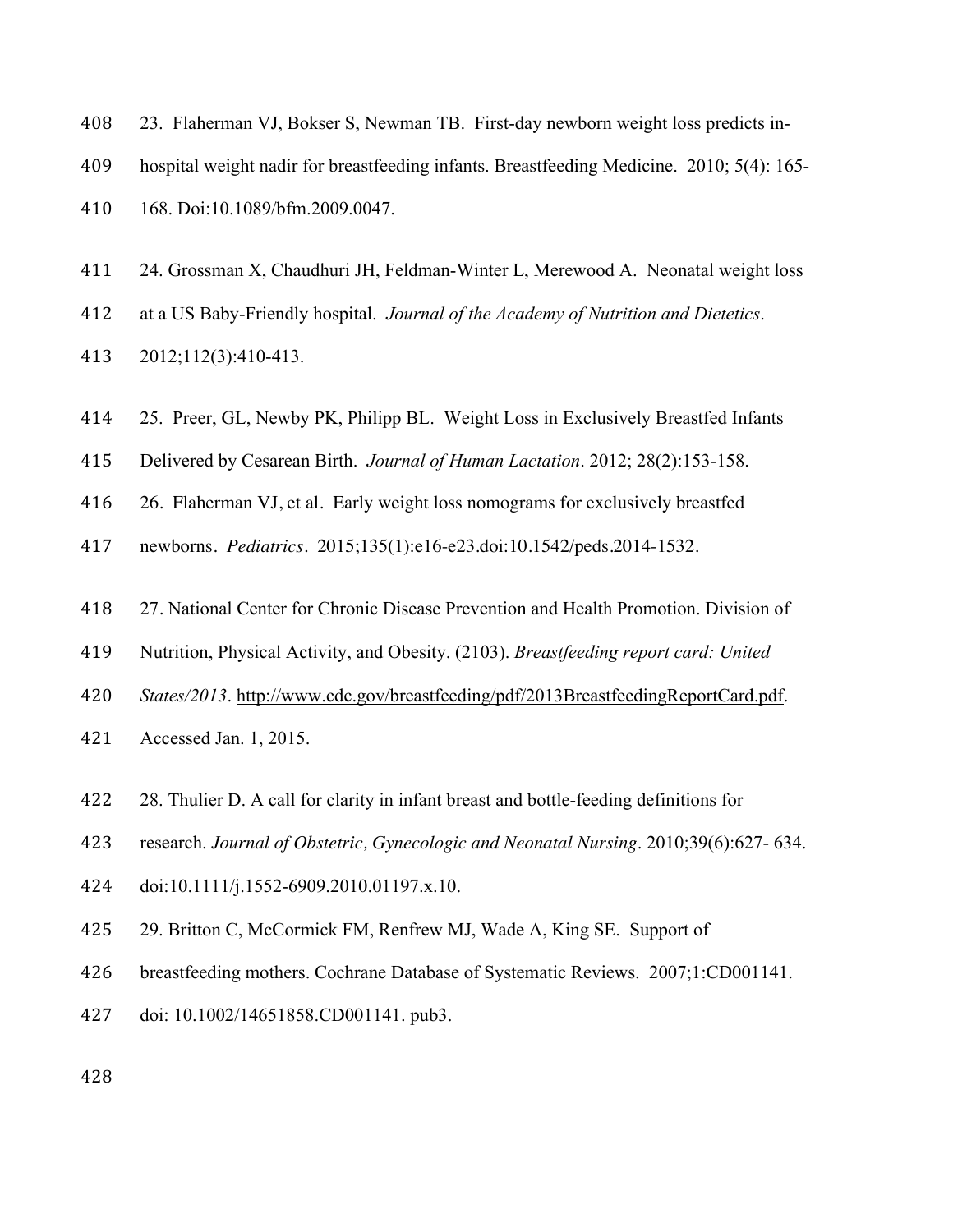23. Flaherman VJ, Bokser S, Newman TB. First-day newborn weight loss predicts in-hospital weight nadir for breastfeeding infants. Breastfeeding Medicine. 2010; 5(4): 165-168. Doi:10.1089/bfm.2009.0047.

24. Grossman X, Chaudhuri JH, Feldman-Winter L, Merewood A. Neonatal weight loss at a US Baby-Friendly hospital. *Journal of the Academy of Nutrition and Dietetics*. 2012;112(3):410-413.

25. Preer, GL, Newby PK, Philipp BL. Weight Loss in Exclusively Breastfed Infants Delivered by Cesarean Birth. *Journal of Human Lactation*. 2012; 28(2):153-158.

26. Flaherman VJ, et al. Early weight loss nomograms for exclusively breastfed newborns. *Pediatrics*. 2015;135(1):e16-e23.doi:10.1542/peds.2014-1532.

27. National Center for Chronic Disease Prevention and Health Promotion. Division of Nutrition, Physical Activity, and Obesity. (2103). *Breastfeeding report card: United States/2013*. http://www.cdc.gov/breastfeeding/pdf/2013BreastfeedingReportCard.pdf. Accessed Jan. 1, 2015.

28. Thulier D. A call for clarity in infant breast and bottle-feeding definitions for research. *Journal of Obstetric, Gynecologic and Neonatal Nursing*. 2010;39(6):627- 634. doi:10.1111/j.1552-6909.2010.01197.x.10.

29. Britton C, McCormick FM, Renfrew MJ, Wade A, King SE. Support of breastfeeding mothers. Cochrane Database of Systematic Reviews. 2007;1:CD001141. doi: 10.1002/14651858.CD001141. pub3.